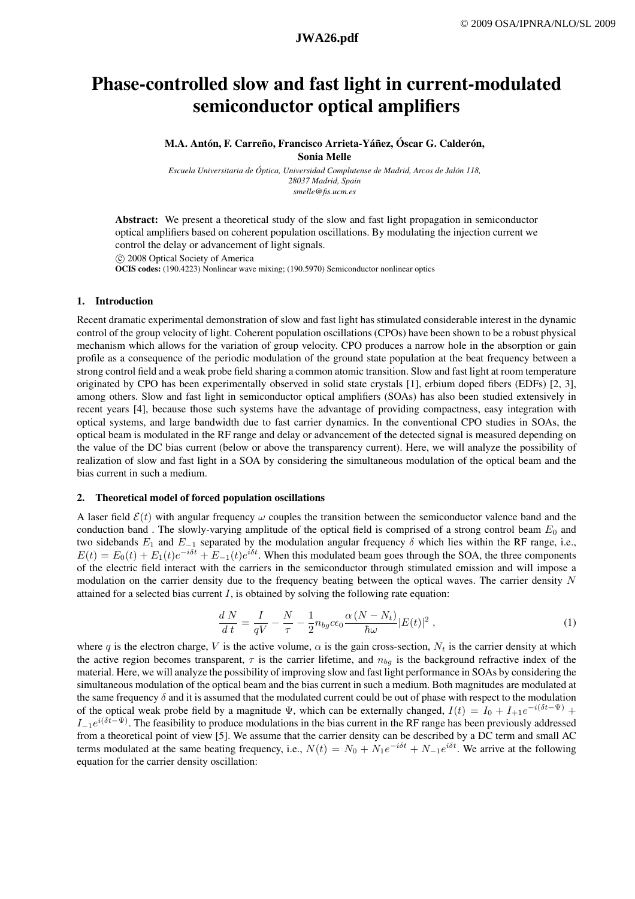# Phase-controlled slow and fast light in current-modulated semiconductor optical amplifiers

**M.A. Antón, F. Carreño, Francisco Arrieta-Yáñez, Óscar G. Calderón, Sonia Melle**

*Escuela Universitaria de Óptica, Universidad Complutense de Madrid, Arcos de Jalón 118, 28037 Madrid, Spain*
*smelle@fis.ucm.es*

**Abstract:** We present a theoretical study of the slow and fast light propagation in semiconductor optical amplifiers based on coherent population oscillations. By modulating the injection current we control the delay or advancement of light signals.

© 2008 Optical Society of America

**OCIS codes:** (190.4223) Nonlinear wave mixing; (190.5970) Semiconductor nonlinear optics

## 1. Introduction

Recent dramatic experimental demonstration of slow and fast light has stimulated considerable interest in the dynamic control of the group velocity of light. Coherent population oscillations (CPOs) have been shown to be a robust physical mechanism which allows for the variation of group velocity. CPO produces a narrow hole in the absorption or gain profile as a consequence of the periodic modulation of the ground state population at the beat frequency between a strong control field and a weak probe field sharing a common atomic transition. Slow and fast light at room temperature originated by CPO has been experimentally observed in solid state crystals [1], erbium doped fibers (EDFs) [2, 3], among others. Slow and fast light in semiconductor optical amplifiers (SOAs) has also been studied extensively in recent years [4], because those such systems have the advantage of providing compactness, easy integration with optical systems, and large bandwidth due to fast carrier dynamics. In the conventional CPO studies in SOAs, the optical beam is modulated in the RF range and delay or advancement of the detected signal is measured depending on the value of the DC bias current (below or above the transparency current). Here, we will analyze the possibility of realization of slow and fast light in a SOA by considering the simultaneous modulation of the optical beam and the bias current in such a medium.

## 2. Theoretical model of forced population oscillations

A laser field $\mathcal{E}(t)$ with angular frequency $\omega$ couples the transition between the semiconductor valence band and the conduction band . The slowly-varying amplitude of the optical field is comprised of a strong control beam $E_0$ and two sidebands $E_1$ and $E_{-1}$ separated by the modulation angular frequency $\delta$ which lies within the RF range, i.e., $E(t) = E_0(t) + E_1(t)e^{-i\delta t} + E_{-1}(t)e^{i\delta t}$. When this modulated beam goes through the SOA, the three components of the electric field interact with the carriers in the semiconductor through stimulated emission and will impose a modulation on the carrier density due to the frequency beating between the optical waves. The carrier density $N$ attained for a selected bias current $I$, is obtained by solving the following rate equation:

$$\frac{d\,N}{d\,t} = \frac{I}{qV} - \frac{N}{\tau} - \frac{1}{2} n_{bg} c \epsilon_0 \frac{\alpha\,(N - N_t)}{\hbar\omega} |E(t)|^2\;, \tag{1}$$

where $q$ is the electron charge, $V$ is the active volume, $\alpha$ is the gain cross-section, $N_t$ is the carrier density at which the active region becomes transparent, $\tau$ is the carrier lifetime, and $n_{bg}$ is the background refractive index of the material. Here, we will analyze the possibility of improving slow and fast light performance in SOAs by considering the simultaneous modulation of the optical beam and the bias current in such a medium. Both magnitudes are modulated at the same frequency $\delta$ and it is assumed that the modulated current could be out of phase with respect to the modulation of the optical weak probe field by a magnitude $\Psi$, which can be externally changed, $I(t) = I_0 + I_{+1}e^{-i(\delta t - \Psi)} + I_{-1}e^{i(\delta t - \Psi)}$. The feasibility to produce modulations in the bias current in the RF range has been previously addressed from a theoretical point of view [5]. We assume that the carrier density can be described by a DC term and small AC terms modulated at the same beating frequency, i.e., $N(t) = N_0 + N_1 e^{-i\delta t} + N_{-1}e^{i\delta t}$. We arrive at the following equation for the carrier density oscillation: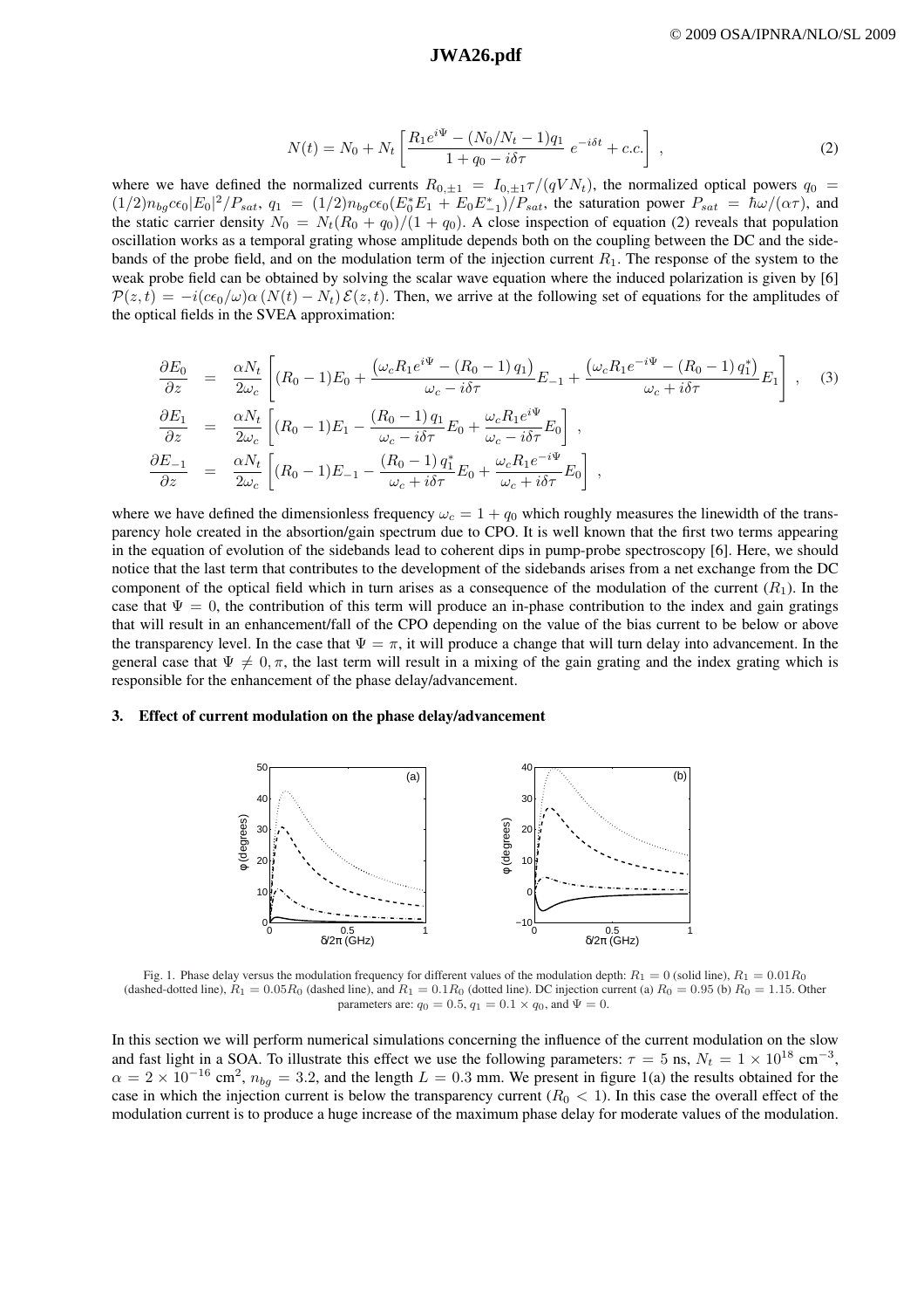$$N(t) = N_0 + N_t \left[ \frac{R_1 e^{i\Psi} - (N_0/N_t - 1) q_1}{1 + q_0 - i\delta\tau} \, e^{-i\delta t} + c.c. \right] , \tag{2}$$

where we have defined the normalized currents $R_{0,\pm 1} = I_{0,\pm 1}\tau/(qVN_t)$, the normalized optical powers $q_0 = (1/2)n_{bg}c\epsilon_0|E_0|^2/P_{sat}$, $q_1 = (1/2)n_{bg}c\epsilon_0(E_0^* E_1 + E_0 E_{-1}^*)/P_{sat}$, the saturation power $P_{sat} = \hbar\omega/(\alpha\tau)$, and the static carrier density $N_0 = N_t(R_0 + q_0)/(1 + q_0)$. A close inspection of equation (2) reveals that population oscillation works as a temporal grating whose amplitude depends both on the coupling between the DC and the sidebands of the probe field, and on the modulation term of the injection current $R_1$. The response of the system to the weak probe field can be obtained by solving the scalar wave equation where the induced polarization is given by [6] $\mathcal{P}(z,t) = -i(c\epsilon_0/\omega)\alpha\,(N(t) - N_t)\,\mathcal{E}(z,t)$. Then, we arrive at the following set of equations for the amplitudes of the optical fields in the SVEA approximation:

$$\begin{aligned}
\frac{\partial E_0}{\partial z} &= \frac{\alpha N_t}{2\omega_c} \left[ (R_0 - 1)E_0 + \frac{\left(\omega_c R_1 e^{i\Psi} - (R_0 - 1)\, q_1\right)}{\omega_c - i\delta\tau} E_{-1} + \frac{\left(\omega_c R_1 e^{-i\Psi} - (R_0 - 1)\, q_1^*\right)}{\omega_c + i\delta\tau} E_1 \right] , \\
\frac{\partial E_1}{\partial z} &= \frac{\alpha N_t}{2\omega_c} \left[ (R_0 - 1)E_1 - \frac{(R_0 - 1)\, q_1}{\omega_c - i\delta\tau} E_0 + \frac{\omega_c R_1 e^{i\Psi}}{\omega_c - i\delta\tau} E_0 \right] , \\
\frac{\partial E_{-1}}{\partial z} &= \frac{\alpha N_t}{2\omega_c} \left[ (R_0 - 1)E_{-1} - \frac{(R_0 - 1)\, q_1^*}{\omega_c + i\delta\tau} E_0 + \frac{\omega_c R_1 e^{-i\Psi}}{\omega_c + i\delta\tau} E_0 \right] ,
\end{aligned} \tag{3}$$

where we have defined the dimensionless frequency $\omega_c = 1 + q_0$ which roughly measures the linewidth of the transparency hole created in the absorption/gain spectrum due to CPO. It is well known that the first two terms appearing in the equation of evolution of the sidebands lead to coherent dips in pump-probe spectroscopy [6]. Here, we should notice that the last term that contributes to the development of the sidebands arises from a net exchange from the DC component of the optical field which in turn arises as a consequence of the modulation of the current ($R_1$). In the case that $\Psi = 0$, the contribution of this term will produce an in-phase contribution to the index and gain gratings that will result in an enhancement/fall of the CPO depending on the value of the bias current to be below or above the transparency level. In the case that $\Psi = \pi$, it will produce a change that will turn delay into advancement. In the general case that $\Psi \neq 0, \pi$, the last term will result in a mixing of the gain grating and the index grating which is responsible for the enhancement of the phase delay/advancement.

### 3. Effect of current modulation on the phase delay/advancement

Fig. 1. Phase delay versus the modulation frequency for different values of the modulation depth: $R_1 = 0$ (solid line), $R_1 = 0.01R_0$ (dashed-dotted line), $R_1 = 0.05R_0$ (dashed line), and $R_1 = 0.1R_0$ (dotted line). DC injection current (a) $R_0 = 0.95$ (b) $R_0 = 1.15$. Other parameters are: $q_0 = 0.5$, $q_1 = 0.1 \times q_0$, and $\Psi = 0$.

In this section we will perform numerical simulations concerning the influence of the current modulation on the slow and fast light in a SOA. To illustrate this effect we use the following parameters: $\tau = 5$ ns, $N_t = 1 \times 10^{18}$ cm$^{-3}$, $\alpha = 2 \times 10^{-16}$ cm$^2$, $n_{bg} = 3.2$, and the length $L = 0.3$ mm. We present in figure 1(a) the results obtained for the case in which the injection current is below the transparency current ($R_0 < 1$). In this case the overall effect of the modulation current is to produce a huge increase of the maximum phase delay for moderate values of the modulation.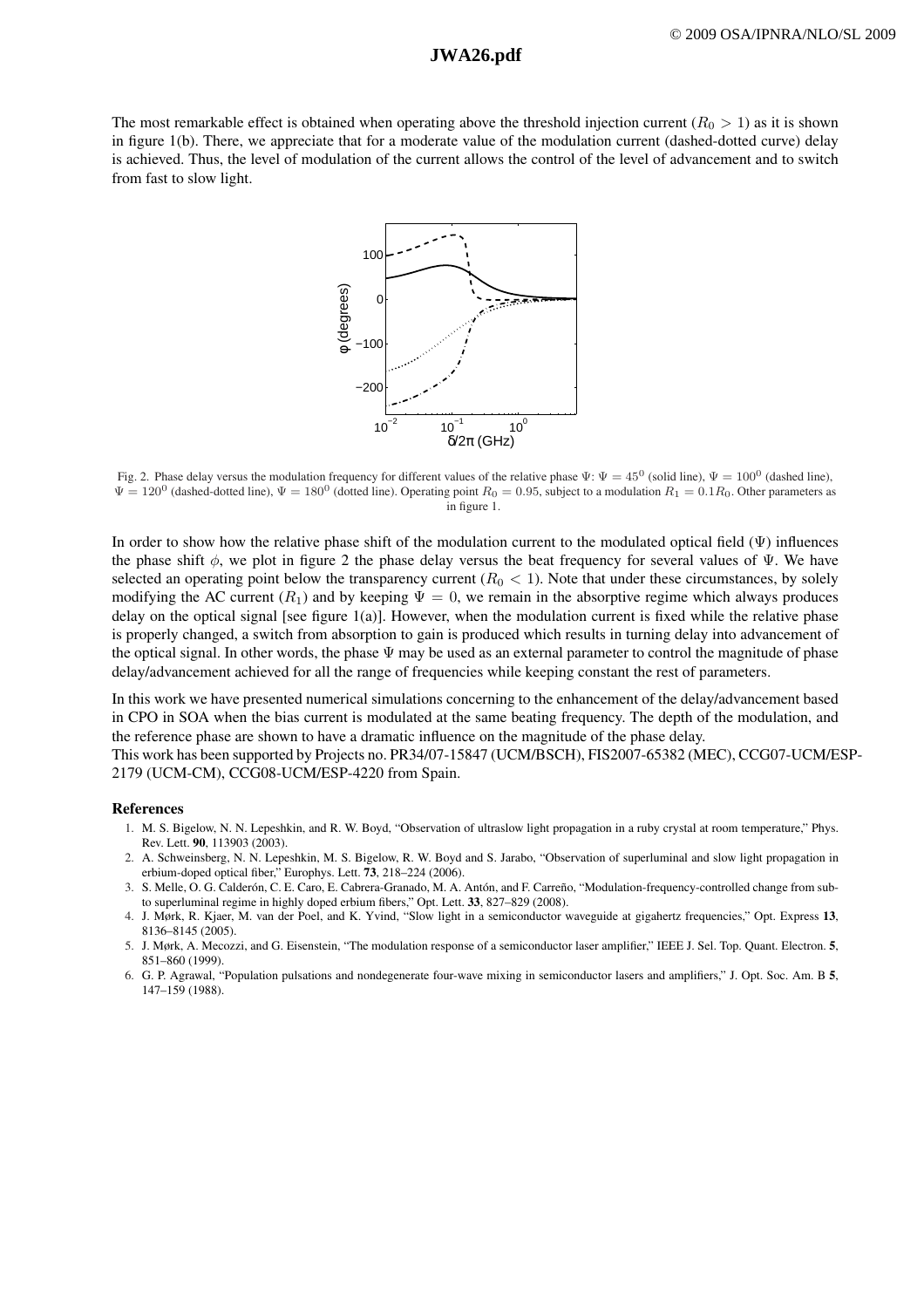The most remarkable effect is obtained when operating above the threshold injection current ($R_0 > 1$) as it is shown in figure 1(b). There, we appreciate that for a moderate value of the modulation current (dashed-dotted curve) delay is achieved. Thus, the level of modulation of the current allows the control of the level of advancement and to switch from fast to slow light.

100
0
−100
−200
φ (degrees)
$10^{-2}$
$10^{-1}$
$10^{0}$
δ/2π (GHz)

Fig. 2. Phase delay versus the modulation frequency for different values of the relative phase $\Psi$: $\Psi = 45^0$ (solid line), $\Psi = 100^0$ (dashed line), $\Psi = 120^0$ (dashed-dotted line), $\Psi = 180^0$ (dotted line). Operating point $R_0 = 0.95$, subject to a modulation $R_1 = 0.1R_0$. Other parameters as in figure 1.

In order to show how the relative phase shift of the modulation current to the modulated optical field ($\Psi$) influences the phase shift $\phi$, we plot in figure 2 the phase delay versus the beat frequency for several values of $\Psi$. We have selected an operating point below the transparency current ($R_0 < 1$). Note that under these circumstances, by solely modifying the AC current ($R_1$) and by keeping $\Psi = 0$, we remain in the absorptive regime which always produces delay on the optical signal [see figure 1(a)]. However, when the modulation current is fixed while the relative phase is properly changed, a switch from absorption to gain is produced which results in turning delay into advancement of the optical signal. In other words, the phase $\Psi$ may be used as an external parameter to control the magnitude of phase delay/advancement achieved for all the range of frequencies while keeping constant the rest of parameters.

In this work we have presented numerical simulations concerning to the enhancement of the delay/advancement based in CPO in SOA when the bias current is modulated at the same beating frequency. The depth of the modulation, and the reference phase are shown to have a dramatic influence on the magnitude of the phase delay.
This work has been supported by Projects no. PR34/07-15847 (UCM/BSCH), FIS2007-65382 (MEC), CCG07-UCM/ESP-2179 (UCM-CM), CCG08-UCM/ESP-4220 from Spain.

### References

1. M. S. Bigelow, N. N. Lepeshkin, and R. W. Boyd, "Observation of ultraslow light propagation in a ruby crystal at room temperature," Phys. Rev. Lett. **90**, 113903 (2003).
2. A. Schweinsberg, N. N. Lepeshkin, M. S. Bigelow, R. W. Boyd and S. Jarabo, "Observation of superluminal and slow light propagation in erbium-doped optical fiber," Europhys. Lett. **73**, 218–224 (2006).
3. S. Melle, O. G. Calderón, C. E. Caro, E. Cabrera-Granado, M. A. Antón, and F. Carreño, "Modulation-frequency-controlled change from sub- to superluminal regime in highly doped erbium fibers," Opt. Lett. **33**, 827–829 (2008).
4. J. Mørk, R. Kjaer, M. van der Poel, and K. Yvind, "Slow light in a semiconductor waveguide at gigahertz frequencies," Opt. Express **13**, 8136–8145 (2005).
5. J. Mørk, A. Mecozzi, and G. Eisenstein, "The modulation response of a semiconductor laser amplifier," IEEE J. Sel. Top. Quant. Electron. **5**, 851–860 (1999).
6. G. P. Agrawal, "Population pulsations and nondegenerate four-wave mixing in semiconductor lasers and amplifiers," J. Opt. Soc. Am. B **5**, 147–159 (1988).